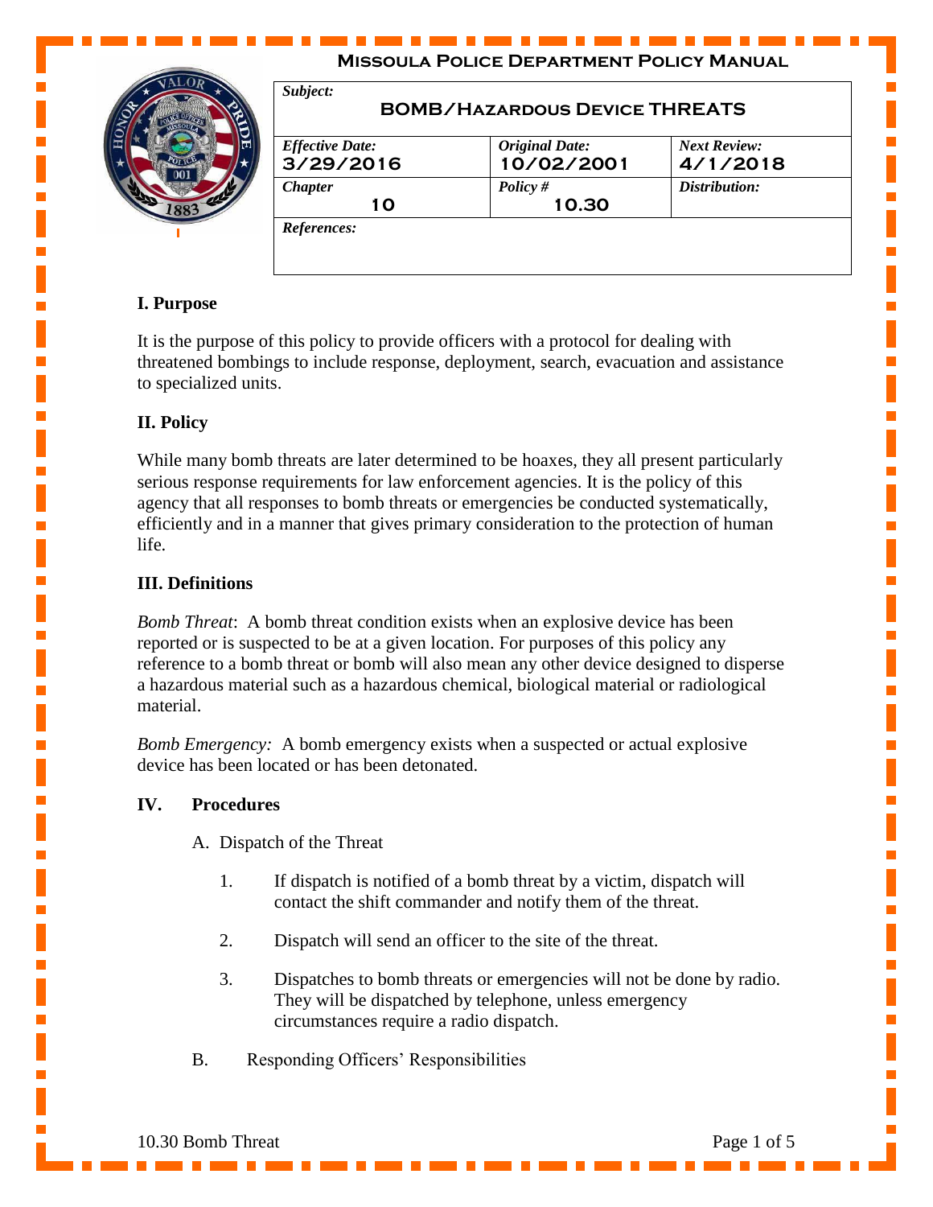**Missoula Police Department Policy Manual**

| *Subject:* **BOMB/HAZARDOUS DEVICE THREATS** | | |
|---|---|---|
| *Effective Date:* **3/29/2016** | *Original Date:* **10/02/2001** | *Next Review:* **4/1/2018** |
| *Chapter* **10** | *Policy #* **10.30** | *Distribution:* |
| *References:* | | |

## I. Purpose

It is the purpose of this policy to provide officers with a protocol for dealing with threatened bombings to include response, deployment, search, evacuation and assistance to specialized units.

## II. Policy

While many bomb threats are later determined to be hoaxes, they all present particularly serious response requirements for law enforcement agencies. It is the policy of this agency that all responses to bomb threats or emergencies be conducted systematically, efficiently and in a manner that gives primary consideration to the protection of human life.

## III. Definitions

*Bomb Threat*: A bomb threat condition exists when an explosive device has been reported or is suspected to be at a given location. For purposes of this policy any reference to a bomb threat or bomb will also mean any other device designed to disperse a hazardous material such as a hazardous chemical, biological material or radiological material.

*Bomb Emergency:* A bomb emergency exists when a suspected or actual explosive device has been located or has been detonated.

## IV. Procedures

A. Dispatch of the Threat

1. If dispatch is notified of a bomb threat by a victim, dispatch will contact the shift commander and notify them of the threat.

2. Dispatch will send an officer to the site of the threat.

3. Dispatches to bomb threats or emergencies will not be done by radio. They will be dispatched by telephone, unless emergency circumstances require a radio dispatch.

B. Responding Officers' Responsibilities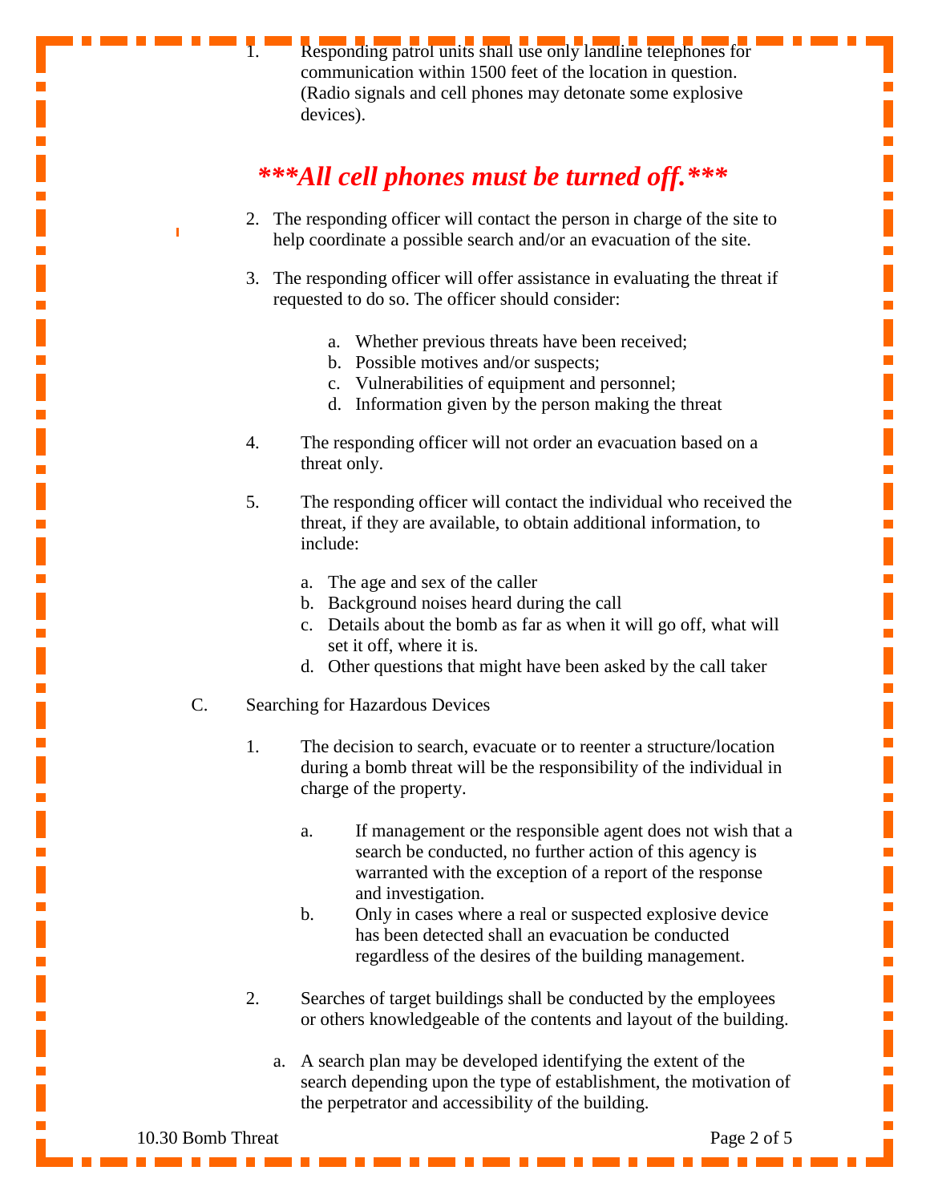1. Responding patrol units shall use only landline telephones for communication within 1500 feet of the location in question. (Radio signals and cell phones may detonate some explosive devices).

***All cell phones must be turned off.***

2. The responding officer will contact the person in charge of the site to help coordinate a possible search and/or an evacuation of the site.

3. The responding officer will offer assistance in evaluating the threat if requested to do so. The officer should consider:

   a. Whether previous threats have been received;
   b. Possible motives and/or suspects;
   c. Vulnerabilities of equipment and personnel;
   d. Information given by the person making the threat

4. The responding officer will not order an evacuation based on a threat only.

5. The responding officer will contact the individual who received the threat, if they are available, to obtain additional information, to include:

   a. The age and sex of the caller
   b. Background noises heard during the call
   c. Details about the bomb as far as when it will go off, what will set it off, where it is.
   d. Other questions that might have been asked by the call taker

C. Searching for Hazardous Devices

1. The decision to search, evacuate or to reenter a structure/location during a bomb threat will be the responsibility of the individual in charge of the property.

   a. If management or the responsible agent does not wish that a search be conducted, no further action of this agency is warranted with the exception of a report of the response and investigation.
   b. Only in cases where a real or suspected explosive device has been detected shall an evacuation be conducted regardless of the desires of the building management.

2. Searches of target buildings shall be conducted by the employees or others knowledgeable of the contents and layout of the building.

   a. A search plan may be developed identifying the extent of the search depending upon the type of establishment, the motivation of the perpetrator and accessibility of the building.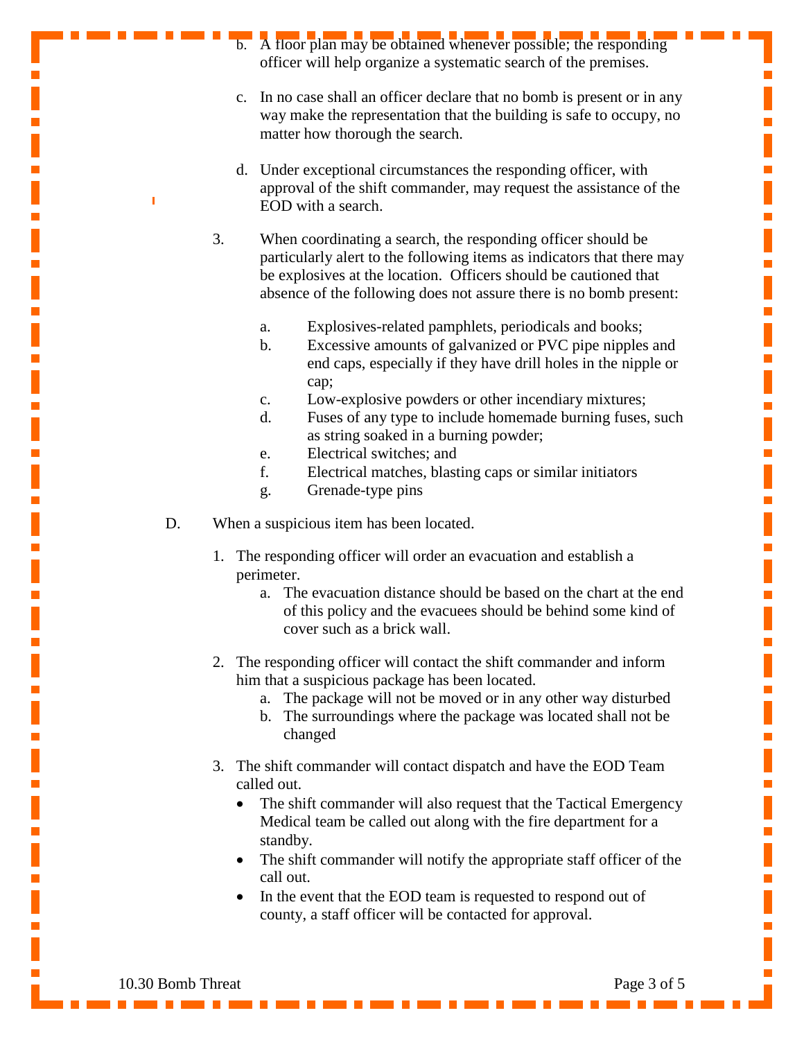b. A floor plan may be obtained whenever possible; the responding officer will help organize a systematic search of the premises.

c. In no case shall an officer declare that no bomb is present or in any way make the representation that the building is safe to occupy, no matter how thorough the search.

d. Under exceptional circumstances the responding officer, with approval of the shift commander, may request the assistance of the EOD with a search.

3. When coordinating a search, the responding officer should be particularly alert to the following items as indicators that there may be explosives at the location. Officers should be cautioned that absence of the following does not assure there is no bomb present:

   a. Explosives-related pamphlets, periodicals and books;
   b. Excessive amounts of galvanized or PVC pipe nipples and end caps, especially if they have drill holes in the nipple or cap;
   c. Low-explosive powders or other incendiary mixtures;
   d. Fuses of any type to include homemade burning fuses, such as string soaked in a burning powder;
   e. Electrical switches; and
   f. Electrical matches, blasting caps or similar initiators
   g. Grenade-type pins

D. When a suspicious item has been located.

1. The responding officer will order an evacuation and establish a perimeter.
   a. The evacuation distance should be based on the chart at the end of this policy and the evacuees should be behind some kind of cover such as a brick wall.

2. The responding officer will contact the shift commander and inform him that a suspicious package has been located.
   a. The package will not be moved or in any other way disturbed
   b. The surroundings where the package was located shall not be changed

3. The shift commander will contact dispatch and have the EOD Team called out.
   - The shift commander will also request that the Tactical Emergency Medical team be called out along with the fire department for a standby.
   - The shift commander will notify the appropriate staff officer of the call out.
   - In the event that the EOD team is requested to respond out of county, a staff officer will be contacted for approval.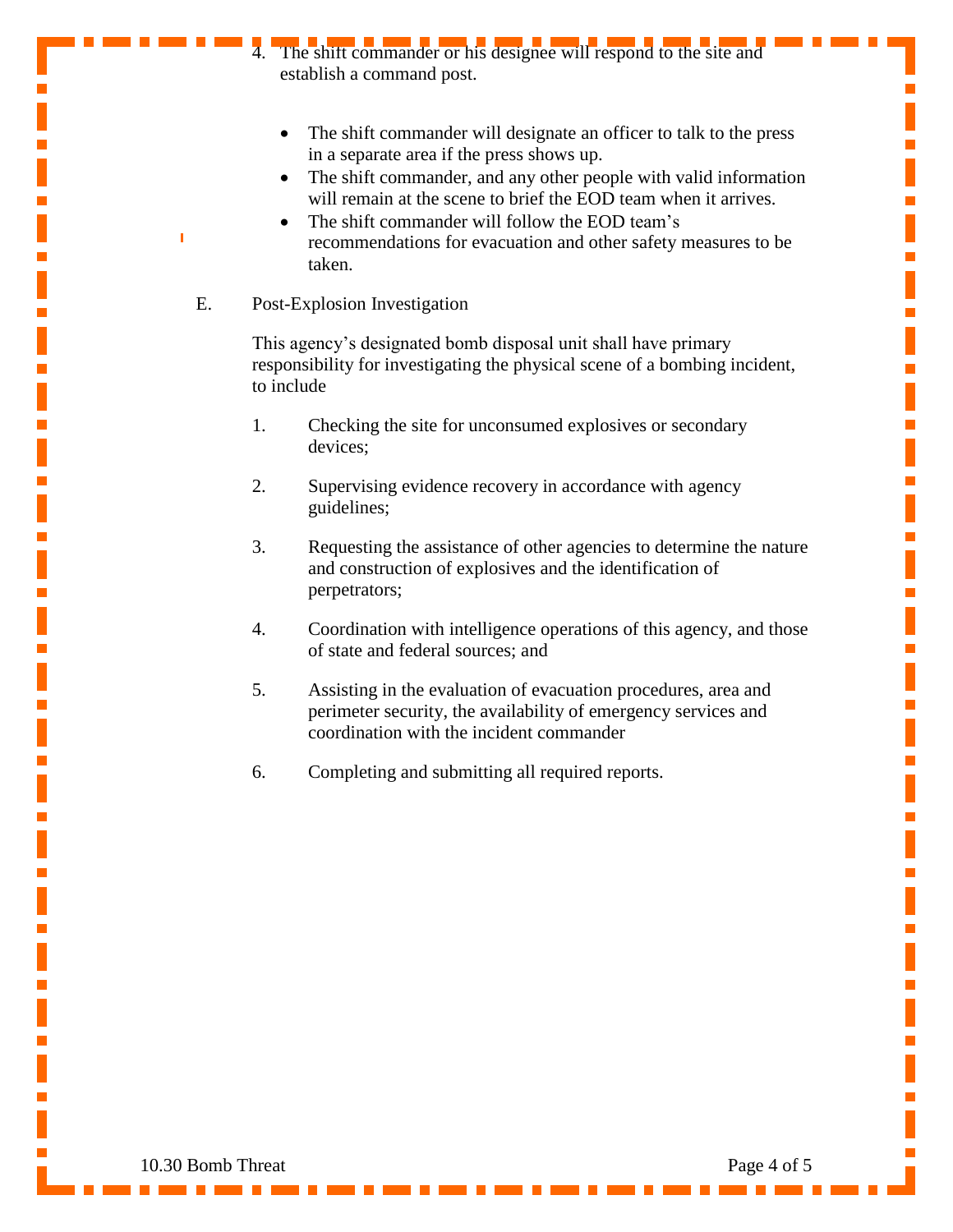4. The shift commander or his designee will respond to the site and establish a command post.

   - The shift commander will designate an officer to talk to the press in a separate area if the press shows up.
   - The shift commander, and any other people with valid information will remain at the scene to brief the EOD team when it arrives.
   - The shift commander will follow the EOD team's recommendations for evacuation and other safety measures to be taken.

E. Post-Explosion Investigation

This agency's designated bomb disposal unit shall have primary responsibility for investigating the physical scene of a bombing incident, to include

1. Checking the site for unconsumed explosives or secondary devices;

2. Supervising evidence recovery in accordance with agency guidelines;

3. Requesting the assistance of other agencies to determine the nature and construction of explosives and the identification of perpetrators;

4. Coordination with intelligence operations of this agency, and those of state and federal sources; and

5. Assisting in the evaluation of evacuation procedures, area and perimeter security, the availability of emergency services and coordination with the incident commander

6. Completing and submitting all required reports.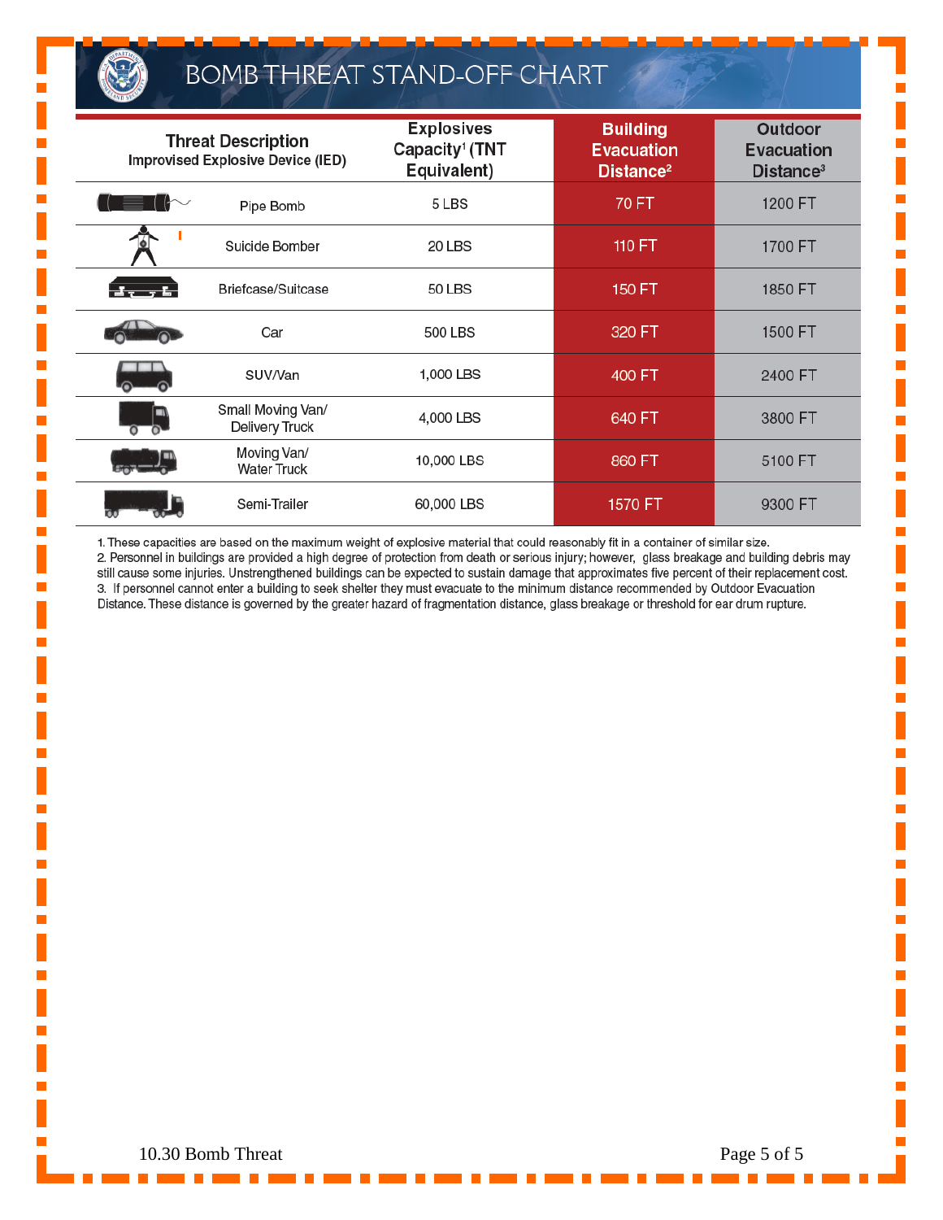# BOMB THREAT STAND-OFF CHART

| Threat Description<br>Improvised Explosive Device (IED) | Explosives Capacity[1] (TNT Equivalent) | Building Evacuation Distance[2] | Outdoor Evacuation Distance[3] |
|---|---|---|---|
| Pipe Bomb | 5 LBS | 70 FT | 1200 FT |
| Suicide Bomber | 20 LBS | 110 FT | 1700 FT |
| Briefcase/Suitcase | 50 LBS | 150 FT | 1850 FT |
| Car | 500 LBS | 320 FT | 1500 FT |
| SUV/Van | 1,000 LBS | 400 FT | 2400 FT |
| Small Moving Van/ Delivery Truck | 4,000 LBS | 640 FT | 3800 FT |
| Moving Van/ Water Truck | 10,000 LBS | 860 FT | 5100 FT |
| Semi-Trailer | 60,000 LBS | 1570 FT | 9300 FT |

1. These capacities are based on the maximum weight of explosive material that could reasonably fit in a container of similar size.
2. Personnel in buildings are provided a high degree of protection from death or serious injury; however, glass breakage and building debris may still cause some injuries. Unstrengthened buildings can be expected to sustain damage that approximates five percent of their replacement cost.
3. If personnel cannot enter a building to seek shelter they must evacuate to the minimum distance recommended by Outdoor Evacuation Distance. These distance is governed by the greater hazard of fragmentation distance, glass breakage or threshold for ear drum rupture.